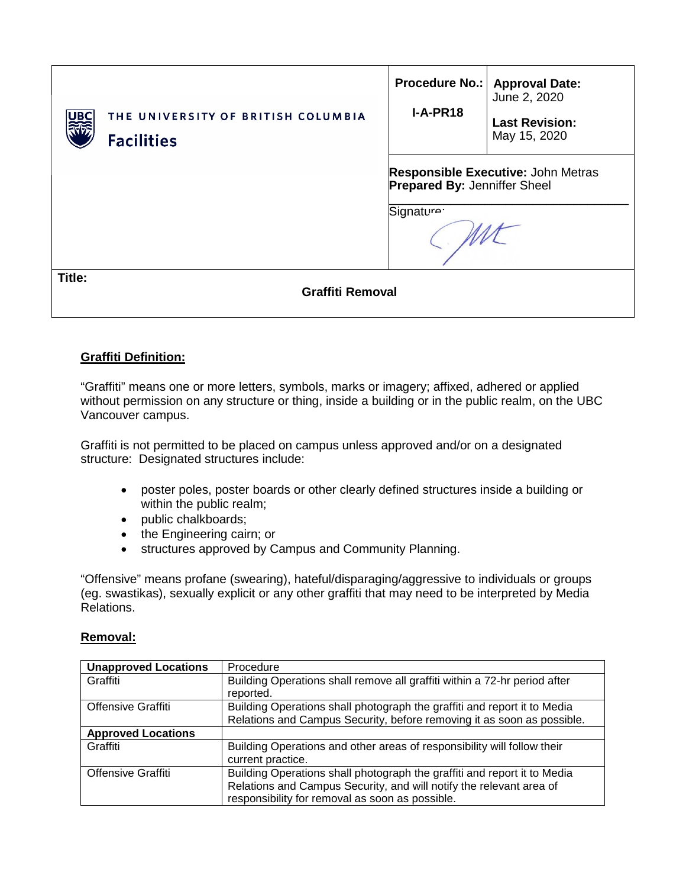| THE UNIVERSITY OF BRITISH COLUMBIA Facilities | Procedure No.: I-A-PR18 | Approval Date: June 2, 2020 Last Revision: May 15, 2020 |
|---|---|---|
| | **Responsible Executive:** John Metras **Prepared By:** Jenniffer Sheel Signature: | |

**Title:**

**Graffiti Removal**

## Graffiti Definition:

"Graffiti" means one or more letters, symbols, marks or imagery; affixed, adhered or applied without permission on any structure or thing, inside a building or in the public realm, on the UBC Vancouver campus.

Graffiti is not permitted to be placed on campus unless approved and/or on a designated structure: Designated structures include:

- poster poles, poster boards or other clearly defined structures inside a building or within the public realm;
- public chalkboards;
- the Engineering cairn; or
- structures approved by Campus and Community Planning.

"Offensive" means profane (swearing), hateful/disparaging/aggressive to individuals or groups (eg. swastikas), sexually explicit or any other graffiti that may need to be interpreted by Media Relations.

## Removal:

| **Unapproved Locations** | Procedure |
|---|---|
| Graffiti | Building Operations shall remove all graffiti within a 72-hr period after reported. |
| Offensive Graffiti | Building Operations shall photograph the graffiti and report it to Media Relations and Campus Security, before removing it as soon as possible. |
| **Approved Locations** | |
| Graffiti | Building Operations and other areas of responsibility will follow their current practice. |
| Offensive Graffiti | Building Operations shall photograph the graffiti and report it to Media Relations and Campus Security, and will notify the relevant area of responsibility for removal as soon as possible. |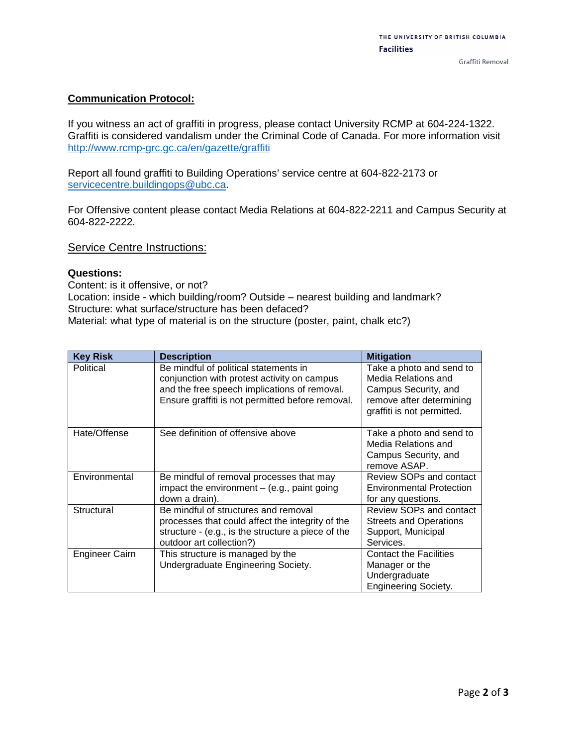**Communication Protocol:**

If you witness an act of graffiti in progress, please contact University RCMP at 604-224-1322. Graffiti is considered vandalism under the Criminal Code of Canada. For more information visit http://www.rcmp-grc.gc.ca/en/gazette/graffiti

Report all found graffiti to Building Operations' service centre at 604-822-2173 or servicecentre.buildingops@ubc.ca.

For Offensive content please contact Media Relations at 604-822-2211 and Campus Security at 604-822-2222.

## Service Centre Instructions:

**Questions:**

Content: is it offensive, or not?
Location: inside - which building/room? Outside – nearest building and landmark?
Structure: what surface/structure has been defaced?
Material: what type of material is on the structure (poster, paint, chalk etc?)

| Key Risk | Description | Mitigation |
|---|---|---|
| Political | Be mindful of political statements in conjunction with protest activity on campus and the free speech implications of removal. Ensure graffiti is not permitted before removal. | Take a photo and send to Media Relations and Campus Security, and remove after determining graffiti is not permitted. |
| Hate/Offense | See definition of offensive above | Take a photo and send to Media Relations and Campus Security, and remove ASAP. |
| Environmental | Be mindful of removal processes that may impact the environment – (e.g., paint going down a drain). | Review SOPs and contact Environmental Protection for any questions. |
| Structural | Be mindful of structures and removal processes that could affect the integrity of the structure - (e.g., is the structure a piece of the outdoor art collection?) | Review SOPs and contact Streets and Operations Support, Municipal Services. |
| Engineer Cairn | This structure is managed by the Undergraduate Engineering Society. | Contact the Facilities Manager or the Undergraduate Engineering Society. |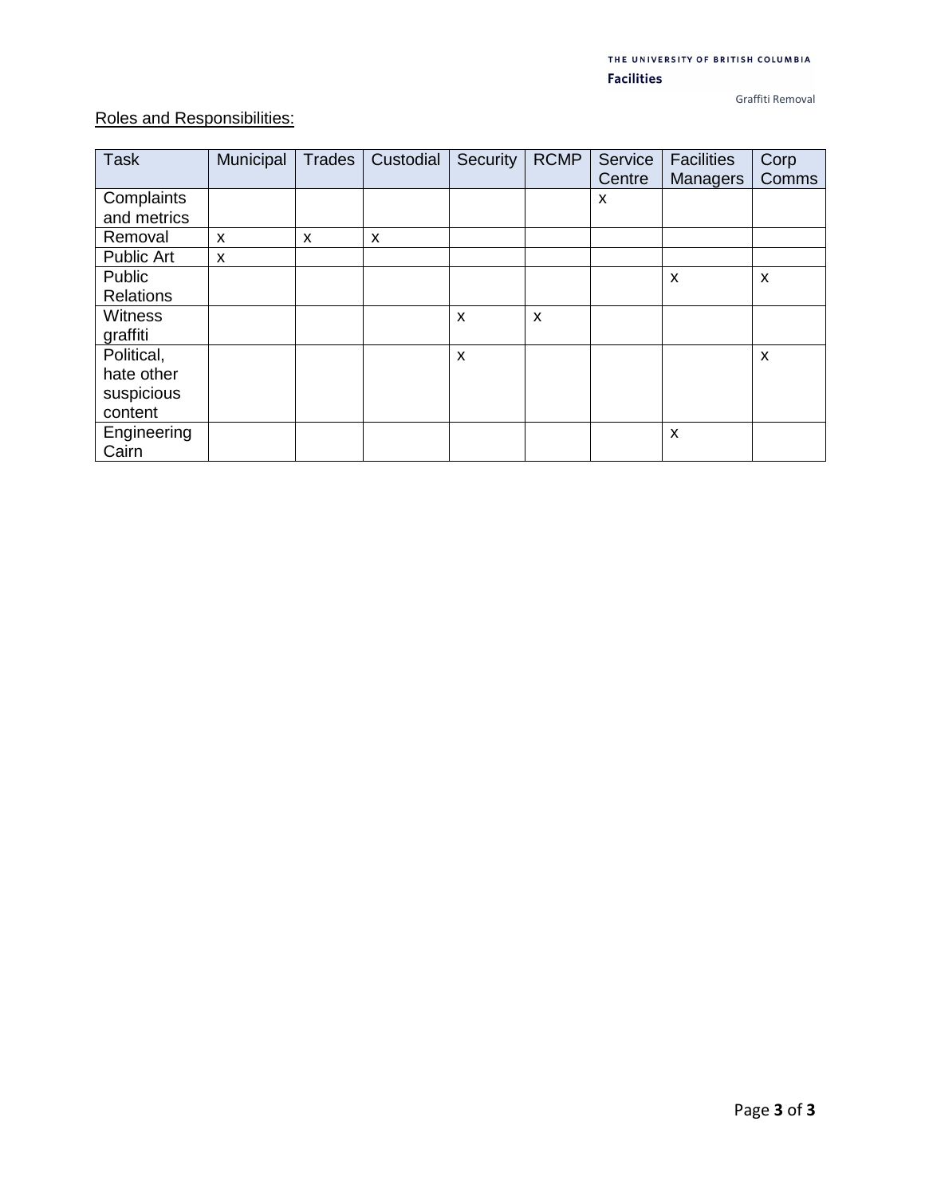Roles and Responsibilities:

| Task | Municipal | Trades | Custodial | Security | RCMP | Service Centre | Facilities Managers | Corp Comms |
|---|---|---|---|---|---|---|---|---|
| Complaints and metrics | | | | | | x | | |
| Removal | x | x | x | | | | | |
| Public Art | x | | | | | | | |
| Public Relations | | | | | | | x | x |
| Witness graffiti | | | | x | x | | | |
| Political, hate other suspicious content | | | | x | | | | x |
| Engineering Cairn | | | | | | | x | |